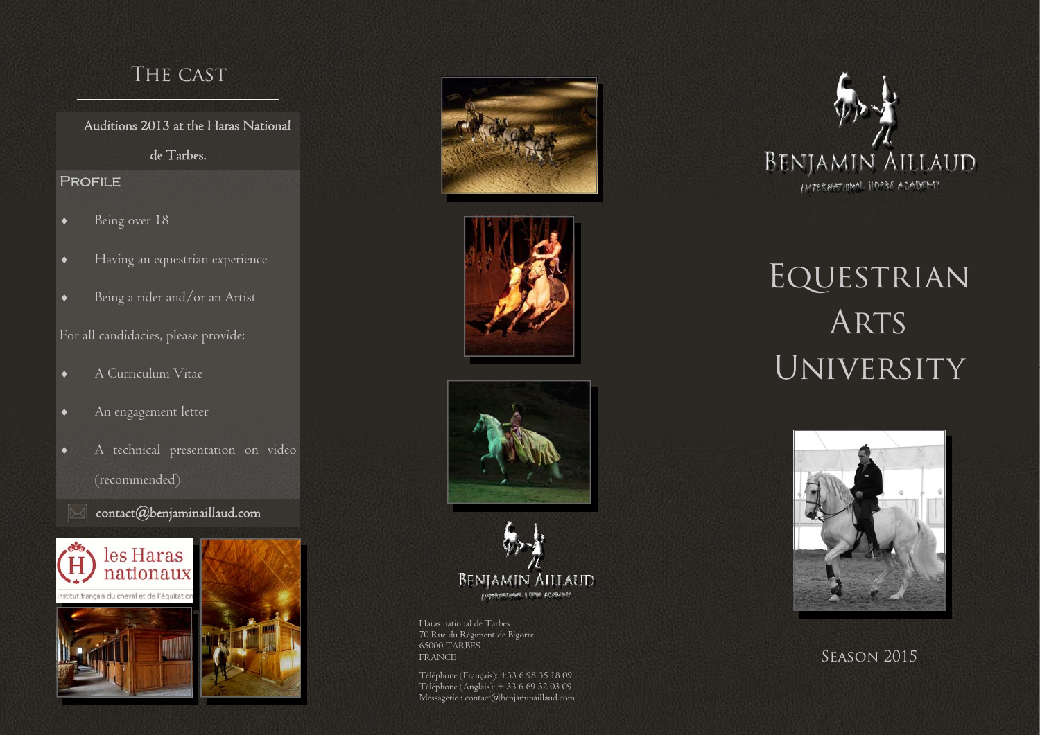# The Cast

Auditions 2013 at the Haras National de Tarbes.

## Profile

- Being over 18
- Having an equestrian experience
- Being a rider and/or an Artist

For all candidacies, please provide:

- A Curriculum Vitae
- An engagement letter
- A technical presentation on video (recommended)

contact@benjaminaillaud.com

les Haras nationaux
Institut français du cheval et de l'équitation

Benjamin Aillaud
International Horse Academy

Haras national de Tarbes
70 Rue du Régiment de Bigorre
65000 TARBES
FRANCE

Téléphone (Français): +33 6 98 35 18 09
Téléphone (Anglais): + 33 6 69 32 03 09
Messagerie : contact@benjaminaillaud.com

Benjamin Aillaud
International Horse Academy

# Equestrian Arts University

Season 2015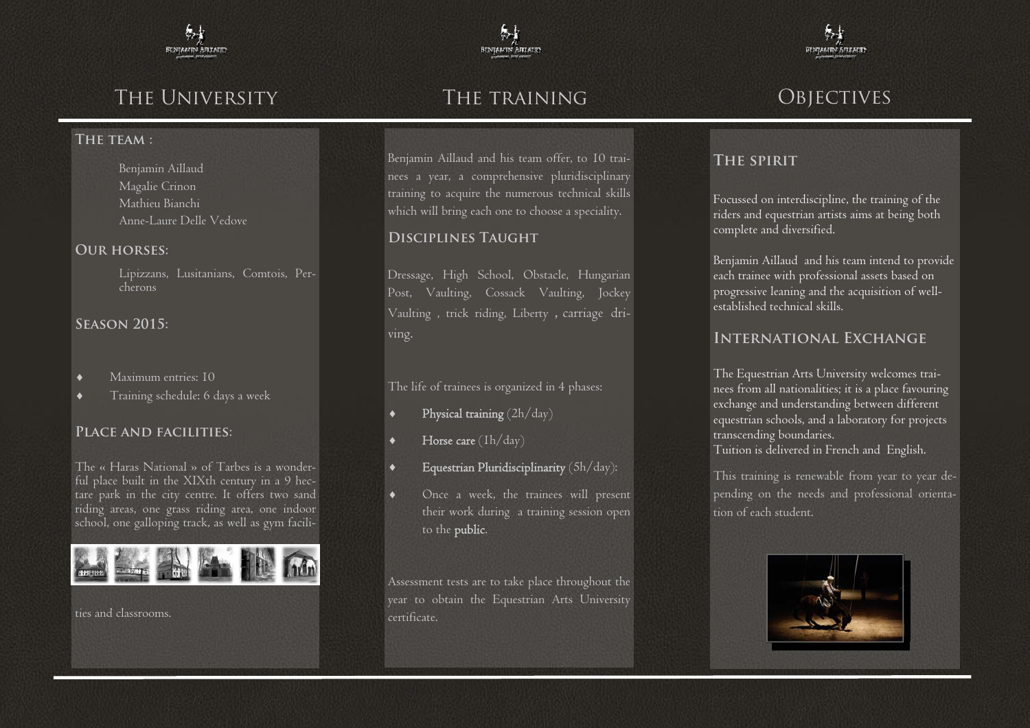# The University

## The team :

Benjamin Aillaud
Magalie Crinon
Mathieu Bianchi
Anne-Laure Delle Vedove

## Our horses:

Lipizzans, Lusitanians, Comtois, Percherons

## Season 2015:

- Maximum entries: 10
- Training schedule: 6 days a week

## Place and facilities:

The « Haras National » of Tarbes is a wonderful place built in the XIXth century in a 9 hectare park in the city centre. It offers two sand riding areas, one grass riding area, one indoor school, one galloping track, as well as gym facilities and classrooms.

# The training

Benjamin Aillaud and his team offer, to 10 trainees a year, a comprehensive pluridisciplinary training to acquire the numerous technical skills which will bring each one to choose a speciality.

## Disciplines Taught

Dressage, High School, Obstacle, Hungarian Post, Vaulting, Cossack Vaulting, Jockey Vaulting , trick riding, Liberty , carriage driving.

The life of trainees is organized in 4 phases:

- Physical training (2h/day)
- Horse care (1h/day)
- Equestrian Pluridisciplinarity (5h/day):
- Once a week, the trainees will present their work during a training session open to the public.

Assessment tests are to take place throughout the year to obtain the Equestrian Arts University certificate.

# Objectives

## The spirit

Focussed on interdiscipline, the training of the riders and equestrian artists aims at being both complete and diversified.

Benjamin Aillaud and his team intend to provide each trainee with professional assets based on progressive leaning and the acquisition of well-established technical skills.

## International Exchange

The Equestrian Arts University welcomes trainees from all nationalities; it is a place favouring exchange and understanding between different equestrian schools, and a laboratory for projects transcending boundaries.
Tuition is delivered in French and English.

This training is renewable from year to year depending on the needs and professional orientation of each student.